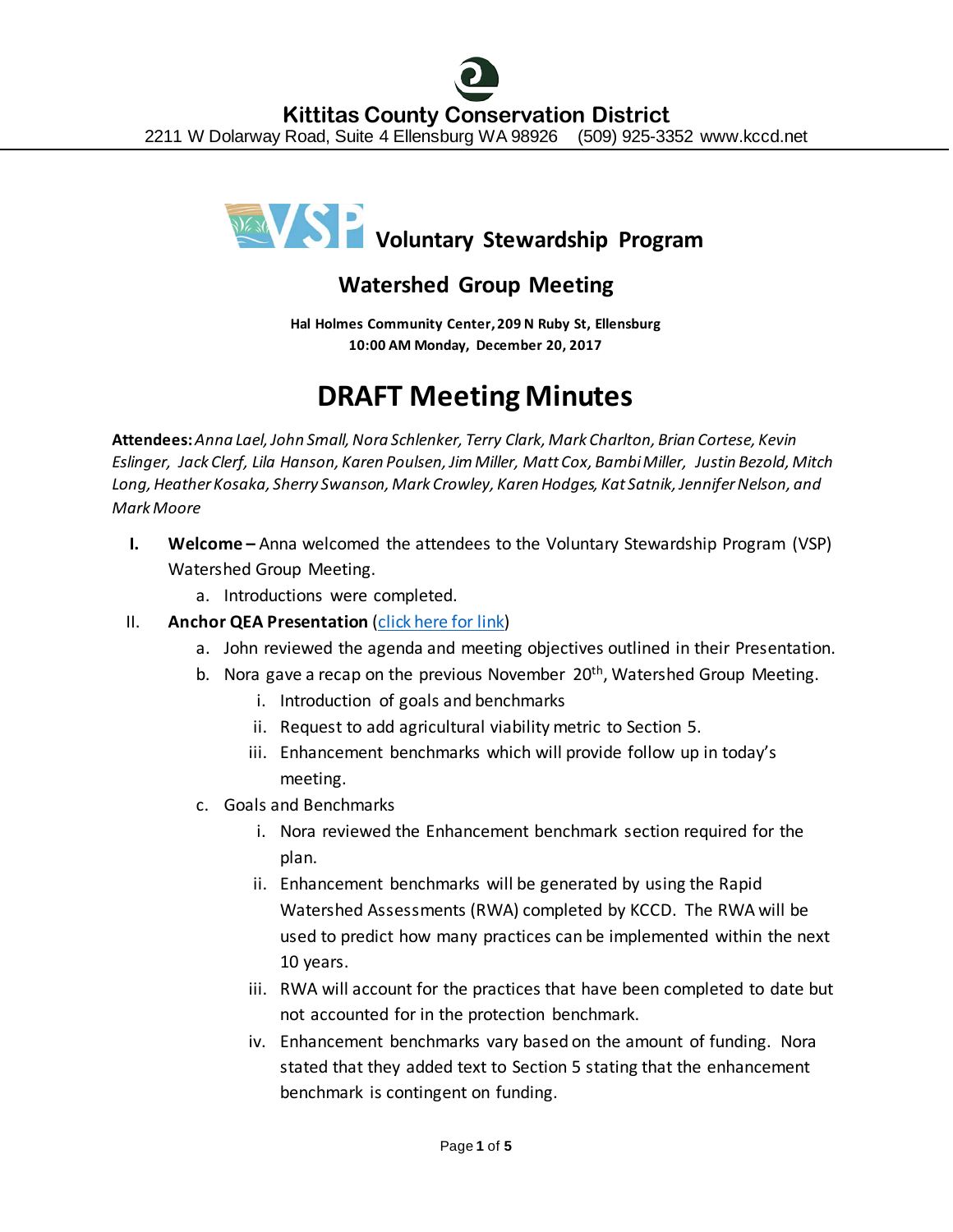# Kittitas County Conservation District

2211 W Dolarway Road, Suite 4 Ellensburg WA 98926 (509) 925-3352 www.kccd.net

## Voluntary Stewardship Program

## Watershed Group Meeting

**Hal Holmes Community Center, 209 N Ruby St, Ellensburg**
**10:00 AM Monday, December 20, 2017**

# DRAFT Meeting Minutes

**Attendees:** *Anna Lael, John Small, Nora Schlenker, Terry Clark, Mark Charlton, Brian Cortese, Kevin Eslinger, Jack Clerf, Lila Hanson, Karen Poulsen, Jim Miller, Matt Cox, Bambi Miller, Justin Bezold, Mitch Long, Heather Kosaka, Sherry Swanson, Mark Crowley, Karen Hodges, Kat Satnik, Jennifer Nelson, and Mark Moore*

I. **Welcome –** Anna welcomed the attendees to the Voluntary Stewardship Program (VSP) Watershed Group Meeting.
   a. Introductions were completed.

II. **Anchor QEA Presentation** ([click here for link](#))
   a. John reviewed the agenda and meeting objectives outlined in their Presentation.
   b. Nora gave a recap on the previous November 20th, Watershed Group Meeting.
      i. Introduction of goals and benchmarks
      ii. Request to add agricultural viability metric to Section 5.
      iii. Enhancement benchmarks which will provide follow up in today's meeting.
   c. Goals and Benchmarks
      i. Nora reviewed the Enhancement benchmark section required for the plan.
      ii. Enhancement benchmarks will be generated by using the Rapid Watershed Assessments (RWA) completed by KCCD. The RWA will be used to predict how many practices can be implemented within the next 10 years.
      iii. RWA will account for the practices that have been completed to date but not accounted for in the protection benchmark.
      iv. Enhancement benchmarks vary based on the amount of funding. Nora stated that they added text to Section 5 stating that the enhancement benchmark is contingent on funding.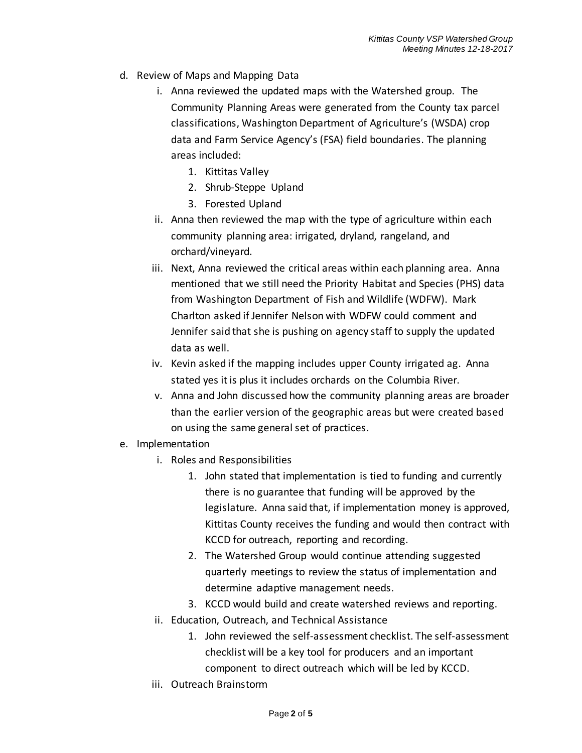d. Review of Maps and Mapping Data

   i. Anna reviewed the updated maps with the Watershed group. The Community Planning Areas were generated from the County tax parcel classifications, Washington Department of Agriculture's (WSDA) crop data and Farm Service Agency's (FSA) field boundaries. The planning areas included:

      1. Kittitas Valley
      2. Shrub-Steppe Upland
      3. Forested Upland

   ii. Anna then reviewed the map with the type of agriculture within each community planning area: irrigated, dryland, rangeland, and orchard/vineyard.

   iii. Next, Anna reviewed the critical areas within each planning area. Anna mentioned that we still need the Priority Habitat and Species (PHS) data from Washington Department of Fish and Wildlife (WDFW). Mark Charlton asked if Jennifer Nelson with WDFW could comment and Jennifer said that she is pushing on agency staff to supply the updated data as well.

   iv. Kevin asked if the mapping includes upper County irrigated ag. Anna stated yes it is plus it includes orchards on the Columbia River.

   v. Anna and John discussed how the community planning areas are broader than the earlier version of the geographic areas but were created based on using the same general set of practices.

e. Implementation

   i. Roles and Responsibilities

      1. John stated that implementation is tied to funding and currently there is no guarantee that funding will be approved by the legislature. Anna said that, if implementation money is approved, Kittitas County receives the funding and would then contract with KCCD for outreach, reporting and recording.
      2. The Watershed Group would continue attending suggested quarterly meetings to review the status of implementation and determine adaptive management needs.
      3. KCCD would build and create watershed reviews and reporting.

   ii. Education, Outreach, and Technical Assistance

      1. John reviewed the self-assessment checklist. The self-assessment checklist will be a key tool for producers and an important component to direct outreach which will be led by KCCD.

   iii. Outreach Brainstorm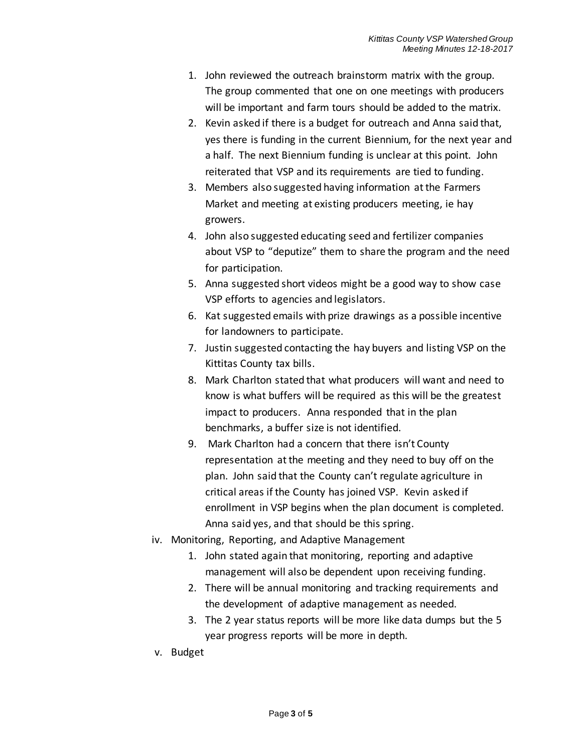1. John reviewed the outreach brainstorm matrix with the group. The group commented that one on one meetings with producers will be important and farm tours should be added to the matrix.
2. Kevin asked if there is a budget for outreach and Anna said that, yes there is funding in the current Biennium, for the next year and a half. The next Biennium funding is unclear at this point. John reiterated that VSP and its requirements are tied to funding.
3. Members also suggested having information at the Farmers Market and meeting at existing producers meeting, ie hay growers.
4. John also suggested educating seed and fertilizer companies about VSP to "deputize" them to share the program and the need for participation.
5. Anna suggested short videos might be a good way to show case VSP efforts to agencies and legislators.
6. Kat suggested emails with prize drawings as a possible incentive for landowners to participate.
7. Justin suggested contacting the hay buyers and listing VSP on the Kittitas County tax bills.
8. Mark Charlton stated that what producers will want and need to know is what buffers will be required as this will be the greatest impact to producers. Anna responded that in the plan benchmarks, a buffer size is not identified.
9. Mark Charlton had a concern that there isn't County representation at the meeting and they need to buy off on the plan. John said that the County can't regulate agriculture in critical areas if the County has joined VSP. Kevin asked if enrollment in VSP begins when the plan document is completed. Anna said yes, and that should be this spring.

iv. Monitoring, Reporting, and Adaptive Management

1. John stated again that monitoring, reporting and adaptive management will also be dependent upon receiving funding.
2. There will be annual monitoring and tracking requirements and the development of adaptive management as needed.
3. The 2 year status reports will be more like data dumps but the 5 year progress reports will be more in depth.

v. Budget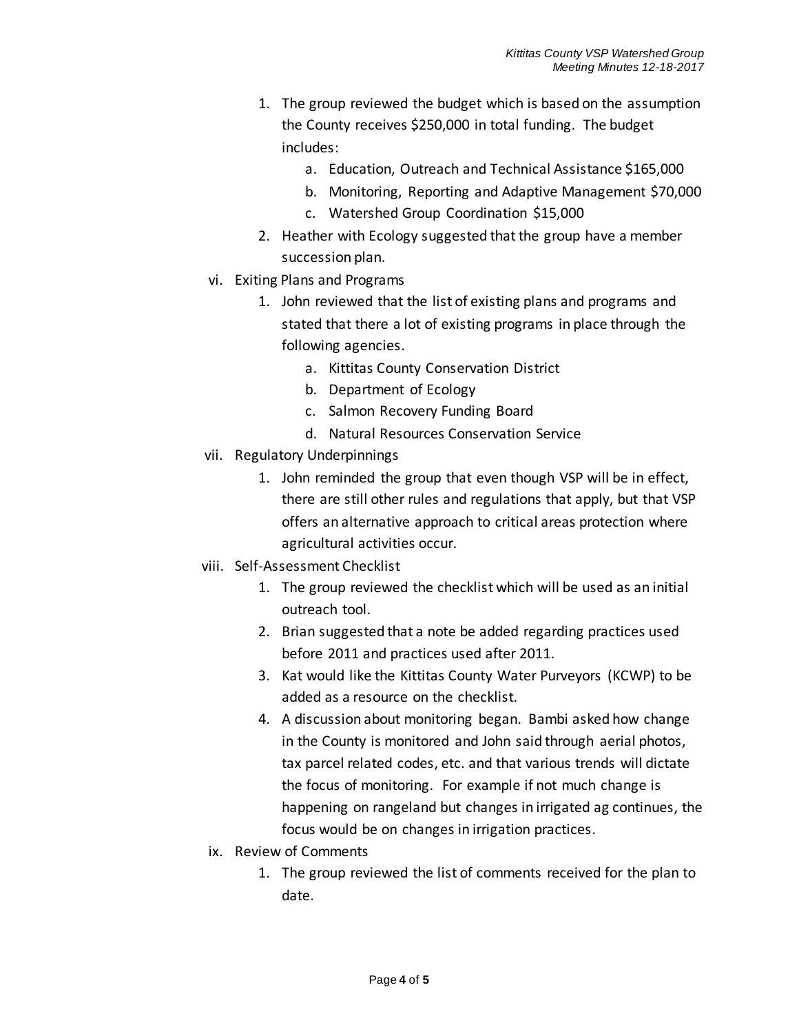1. The group reviewed the budget which is based on the assumption the County receives $250,000 in total funding. The budget includes:
    a. Education, Outreach and Technical Assistance $165,000
    b. Monitoring, Reporting and Adaptive Management $70,000
    c. Watershed Group Coordination $15,000
2. Heather with Ecology suggested that the group have a member succession plan.

vi. Exiting Plans and Programs

1. John reviewed that the list of existing plans and programs and stated that there a lot of existing programs in place through the following agencies.
    a. Kittitas County Conservation District
    b. Department of Ecology
    c. Salmon Recovery Funding Board
    d. Natural Resources Conservation Service

vii. Regulatory Underpinnings

1. John reminded the group that even though VSP will be in effect, there are still other rules and regulations that apply, but that VSP offers an alternative approach to critical areas protection where agricultural activities occur.

viii. Self-Assessment Checklist

1. The group reviewed the checklist which will be used as an initial outreach tool.
2. Brian suggested that a note be added regarding practices used before 2011 and practices used after 2011.
3. Kat would like the Kittitas County Water Purveyors (KCWP) to be added as a resource on the checklist.
4. A discussion about monitoring began. Bambi asked how change in the County is monitored and John said through aerial photos, tax parcel related codes, etc. and that various trends will dictate the focus of monitoring. For example if not much change is happening on rangeland but changes in irrigated ag continues, the focus would be on changes in irrigation practices.

ix. Review of Comments

1. The group reviewed the list of comments received for the plan to date.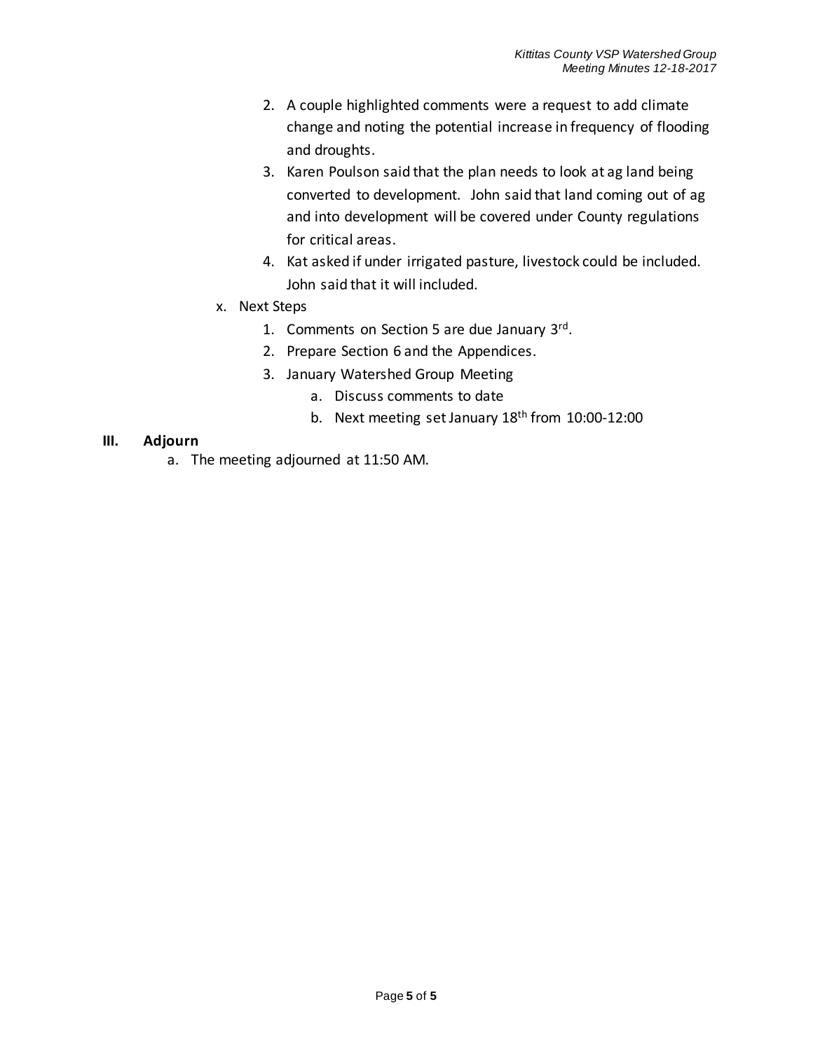2. A couple highlighted comments were a request to add climate change and noting the potential increase in frequency of flooding and droughts.
3. Karen Poulson said that the plan needs to look at ag land being converted to development. John said that land coming out of ag and into development will be covered under County regulations for critical areas.
4. Kat asked if under irrigated pasture, livestock could be included. John said that it will included.

x. Next Steps

1. Comments on Section 5 are due January 3rd.
2. Prepare Section 6 and the Appendices.
3. January Watershed Group Meeting
   a. Discuss comments to date
   b. Next meeting set January 18th from 10:00-12:00

**III. Adjourn**

a. The meeting adjourned at 11:50 AM.